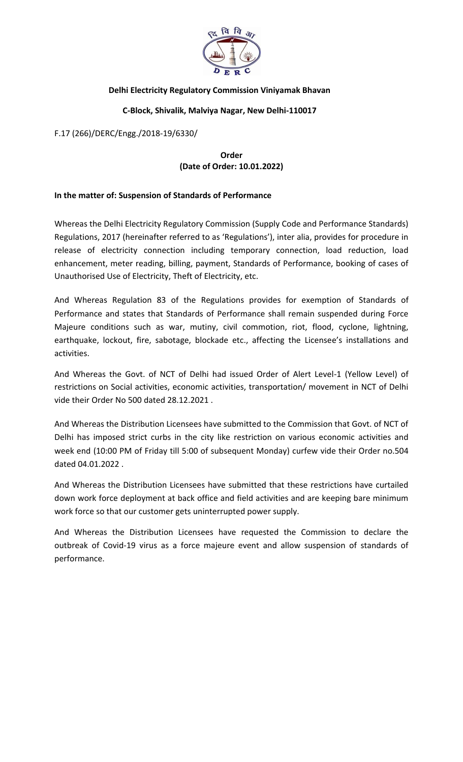**Delhi Electricity Regulatory Commission Viniyamak Bhavan**

**C-Block, Shivalik, Malviya Nagar, New Delhi-110017**

F.17 (266)/DERC/Engg./2018-19/6330/

**Order**
**(Date of Order: 10.01.2022)**

**In the matter of: Suspension of Standards of Performance**

Whereas the Delhi Electricity Regulatory Commission (Supply Code and Performance Standards) Regulations, 2017 (hereinafter referred to as 'Regulations'), inter alia, provides for procedure in release of electricity connection including temporary connection, load reduction, load enhancement, meter reading, billing, payment, Standards of Performance, booking of cases of Unauthorised Use of Electricity, Theft of Electricity, etc.

And Whereas Regulation 83 of the Regulations provides for exemption of Standards of Performance and states that Standards of Performance shall remain suspended during Force Majeure conditions such as war, mutiny, civil commotion, riot, flood, cyclone, lightning, earthquake, lockout, fire, sabotage, blockade etc., affecting the Licensee's installations and activities.

And Whereas the Govt. of NCT of Delhi had issued Order of Alert Level-1 (Yellow Level) of restrictions on Social activities, economic activities, transportation/ movement in NCT of Delhi vide their Order No 500 dated 28.12.2021 .

And Whereas the Distribution Licensees have submitted to the Commission that Govt. of NCT of Delhi has imposed strict curbs in the city like restriction on various economic activities and week end (10:00 PM of Friday till 5:00 of subsequent Monday) curfew vide their Order no.504 dated 04.01.2022 .

And Whereas the Distribution Licensees have submitted that these restrictions have curtailed down work force deployment at back office and field activities and are keeping bare minimum work force so that our customer gets uninterrupted power supply.

And Whereas the Distribution Licensees have requested the Commission to declare the outbreak of Covid-19 virus as a force majeure event and allow suspension of standards of performance.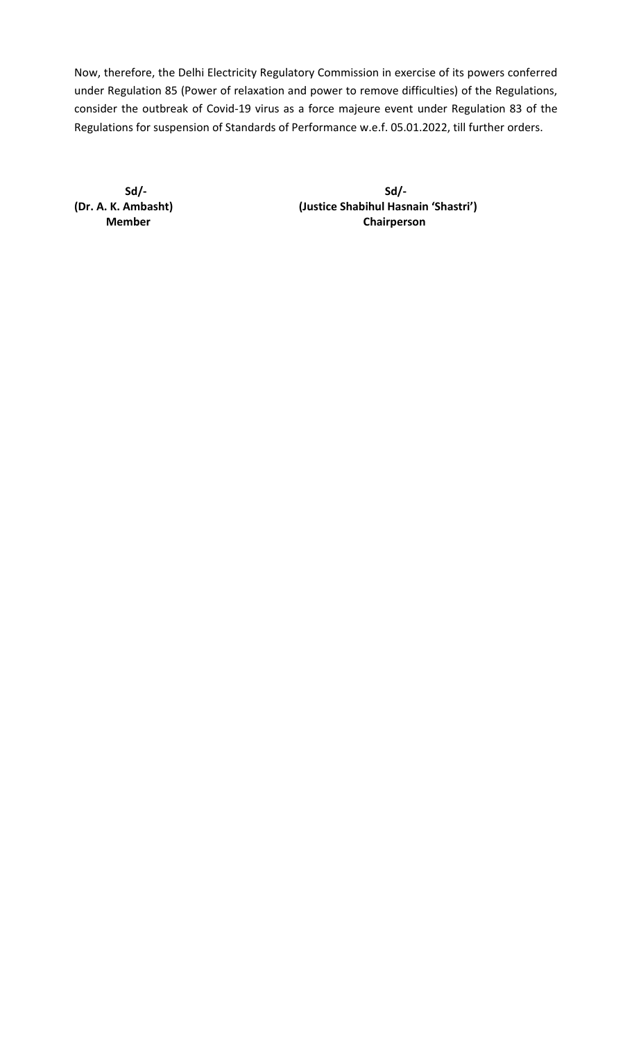Now, therefore, the Delhi Electricity Regulatory Commission in exercise of its powers conferred under Regulation 85 (Power of relaxation and power to remove difficulties) of the Regulations, consider the outbreak of Covid-19 virus as a force majeure event under Regulation 83 of the Regulations for suspension of Standards of Performance w.e.f. 05.01.2022, till further orders.

| | |
|---|---|
| **Sd/-** | **Sd/-** |
| **(Dr. A. K. Ambasht)** | **(Justice Shabihul Hasnain 'Shastri')** |
| **Member** | **Chairperson** |